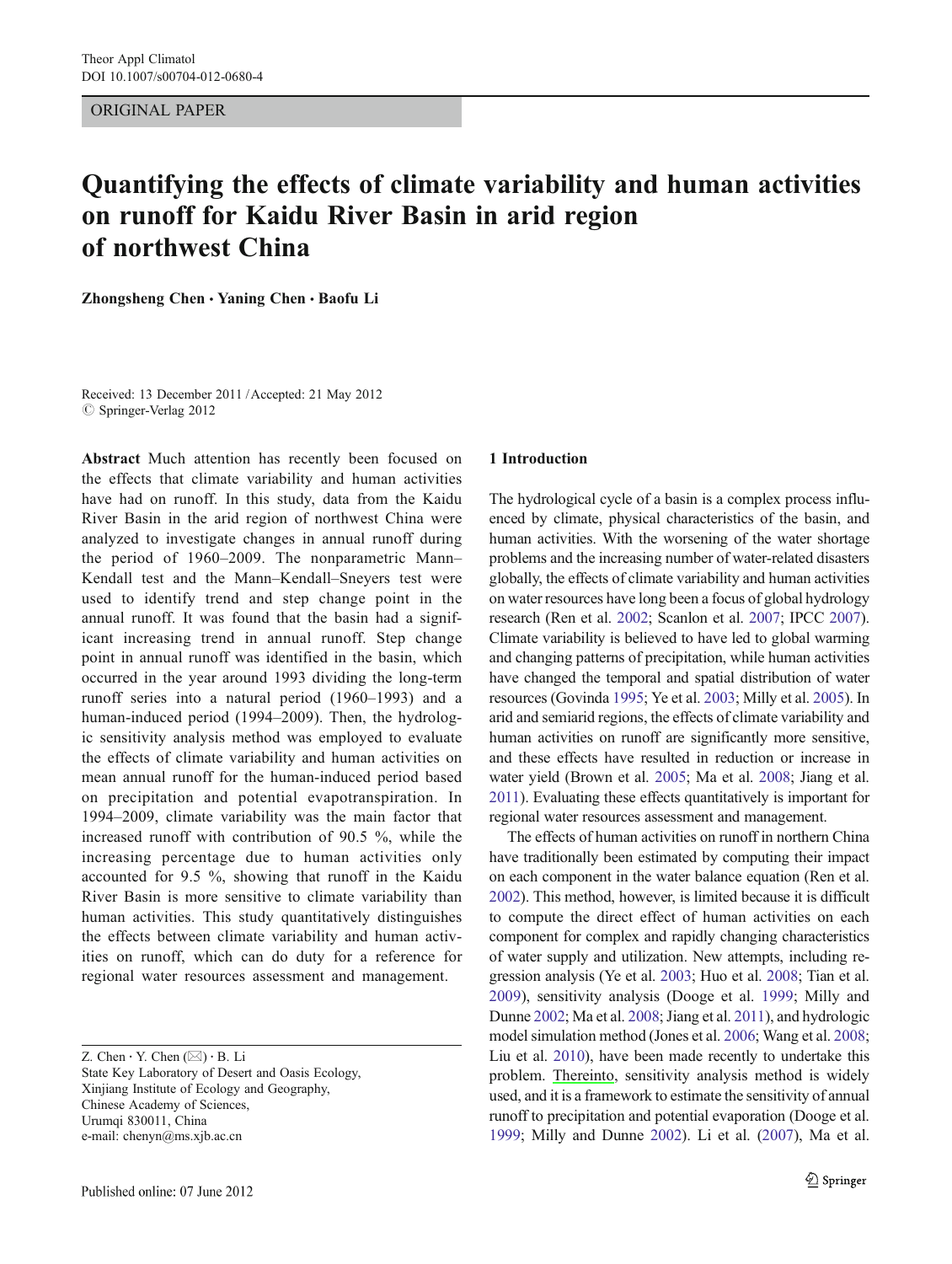ORIGINAL PAPER

# Quantifying the effects of climate variability and human activities on runoff for Kaidu River Basin in arid region of northwest China

**Zhongsheng Chen · Yaning Chen · Baofu Li**

Received: 13 December 2011 / Accepted: 21 May 2012
© Springer-Verlag 2012

**Abstract** Much attention has recently been focused on the effects that climate variability and human activities have had on runoff. In this study, data from the Kaidu River Basin in the arid region of northwest China were analyzed to investigate changes in annual runoff during the period of 1960–2009. The nonparametric Mann–Kendall test and the Mann–Kendall–Sneyers test were used to identify trend and step change point in the annual runoff. It was found that the basin had a significant increasing trend in annual runoff. Step change point in annual runoff was identified in the basin, which occurred in the year around 1993 dividing the long-term runoff series into a natural period (1960–1993) and a human-induced period (1994–2009). Then, the hydrologic sensitivity analysis method was employed to evaluate the effects of climate variability and human activities on mean annual runoff for the human-induced period based on precipitation and potential evapotranspiration. In 1994–2009, climate variability was the main factor that increased runoff with contribution of 90.5 %, while the increasing percentage due to human activities only accounted for 9.5 %, showing that runoff in the Kaidu River Basin is more sensitive to climate variability than human activities. This study quantitatively distinguishes the effects between climate variability and human activities on runoff, which can do duty for a reference for regional water resources assessment and management.

Z. Chen · Y. Chen (✉) · B. Li
State Key Laboratory of Desert and Oasis Ecology,
Xinjiang Institute of Ecology and Geography,
Chinese Academy of Sciences,
Urumqi 830011, China
e-mail: chenyn@ms.xjb.ac.cn

## 1 Introduction

The hydrological cycle of a basin is a complex process influenced by climate, physical characteristics of the basin, and human activities. With the worsening of the water shortage problems and the increasing number of water-related disasters globally, the effects of climate variability and human activities on water resources have long been a focus of global hydrology research (Ren et al. 2002; Scanlon et al. 2007; IPCC 2007). Climate variability is believed to have led to global warming and changing patterns of precipitation, while human activities have changed the temporal and spatial distribution of water resources (Govinda 1995; Ye et al. 2003; Milly et al. 2005). In arid and semiarid regions, the effects of climate variability and human activities on runoff are significantly more sensitive, and these effects have resulted in reduction or increase in water yield (Brown et al. 2005; Ma et al. 2008; Jiang et al. 2011). Evaluating these effects quantitatively is important for regional water resources assessment and management.

The effects of human activities on runoff in northern China have traditionally been estimated by computing their impact on each component in the water balance equation (Ren et al. 2002). This method, however, is limited because it is difficult to compute the direct effect of human activities on each component for complex and rapidly changing characteristics of water supply and utilization. New attempts, including regression analysis (Ye et al. 2003; Huo et al. 2008; Tian et al. 2009), sensitivity analysis (Dooge et al. 1999; Milly and Dunne 2002; Ma et al. 2008; Jiang et al. 2011), and hydrologic model simulation method (Jones et al. 2006; Wang et al. 2008; Liu et al. 2010), have been made recently to undertake this problem. Thereinto, sensitivity analysis method is widely used, and it is a framework to estimate the sensitivity of annual runoff to precipitation and potential evaporation (Dooge et al. 1999; Milly and Dunne 2002). Li et al. (2007), Ma et al.

Published online: 07 June 2012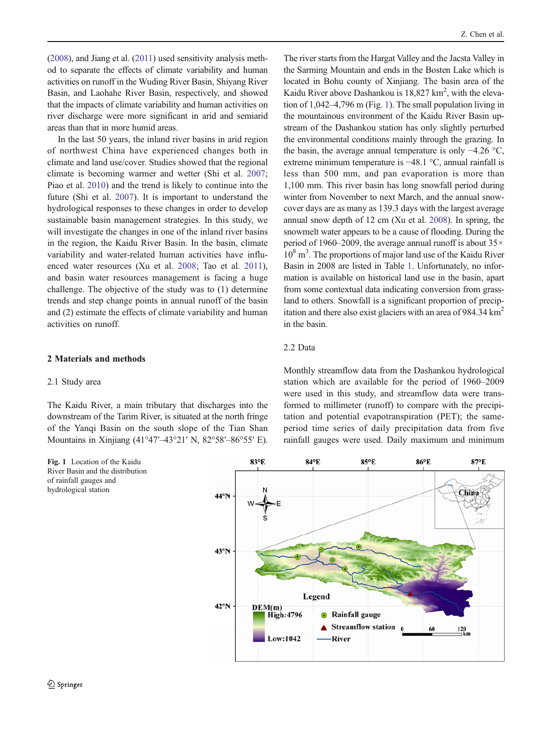(2008), and Jiang et al. (2011) used sensitivity analysis method to separate the effects of climate variability and human activities on runoff in the Wuding River Basin, Shiyang River Basin, and Laohahe River Basin, respectively, and showed that the impacts of climate variability and human activities on river discharge were more significant in arid and semiarid areas than that in more humid areas.

In the last 50 years, the inland river basins in arid region of northwest China have experienced changes both in climate and land use/cover. Studies showed that the regional climate is becoming warmer and wetter (Shi et al. 2007; Piao et al. 2010) and the trend is likely to continue into the future (Shi et al. 2007). It is important to understand the hydrological responses to these changes in order to develop sustainable basin management strategies. In this study, we will investigate the changes in one of the inland river basins in the region, the Kaidu River Basin. In the basin, climate variability and water-related human activities have influenced water resources (Xu et al. 2008; Tao et al. 2011), and basin water resources management is facing a huge challenge. The objective of the study was to (1) determine trends and step change points in annual runoff of the basin and (2) estimate the effects of climate variability and human activities on runoff.

## 2 Materials and methods

### 2.1 Study area

The Kaidu River, a main tributary that discharges into the downstream of the Tarim River, is situated at the north fringe of the Yanqi Basin on the south slope of the Tian Shan Mountains in Xinjiang (41°47′–43°21′ N, 82°58′–86°55′ E). The river starts from the Hargat Valley and the Jacsta Valley in the Sarming Mountain and ends in the Bosten Lake which is located in Bohu county of Xinjiang. The basin area of the Kaidu River above Dashankou is 18,827 km$^2$, with the elevation of 1,042–4,796 m (Fig. 1). The small population living in the mountainous environment of the Kaidu River Basin upstream of the Dashankou station has only slightly perturbed the environmental conditions mainly through the grazing. In the basin, the average annual temperature is only −4.26 °C, extreme minimum temperature is −48.1 °C, annual rainfall is less than 500 mm, and pan evaporation is more than 1,100 mm. This river basin has long snowfall period during winter from November to next March, and the annual snow-cover days are as many as 139.3 days with the largest average annual snow depth of 12 cm (Xu et al. 2008). In spring, the snowmelt water appears to be a cause of flooding. During the period of 1960–2009, the average annual runoff is about $35 \times 10^8$ m$^3$. The proportions of major land use of the Kaidu River Basin in 2008 are listed in Table 1. Unfortunately, no information is available on historical land use in the basin, apart from some contextual data indicating conversion from grassland to others. Snowfall is a significant proportion of precipitation and there also exist glaciers with an area of 984.34 km$^2$ in the basin.

### 2.2 Data

Monthly streamflow data from the Dashankou hydrological station which are available for the period of 1960–2009 were used in this study, and streamflow data were transformed to millimeter (runoff) to compare with the precipitation and potential evapotranspiration (PET); the same-period time series of daily precipitation data from five rainfall gauges were used. Daily maximum and minimum

**Fig. 1** Location of the Kaidu River Basin and the distribution of rainfall gauges and hydrological station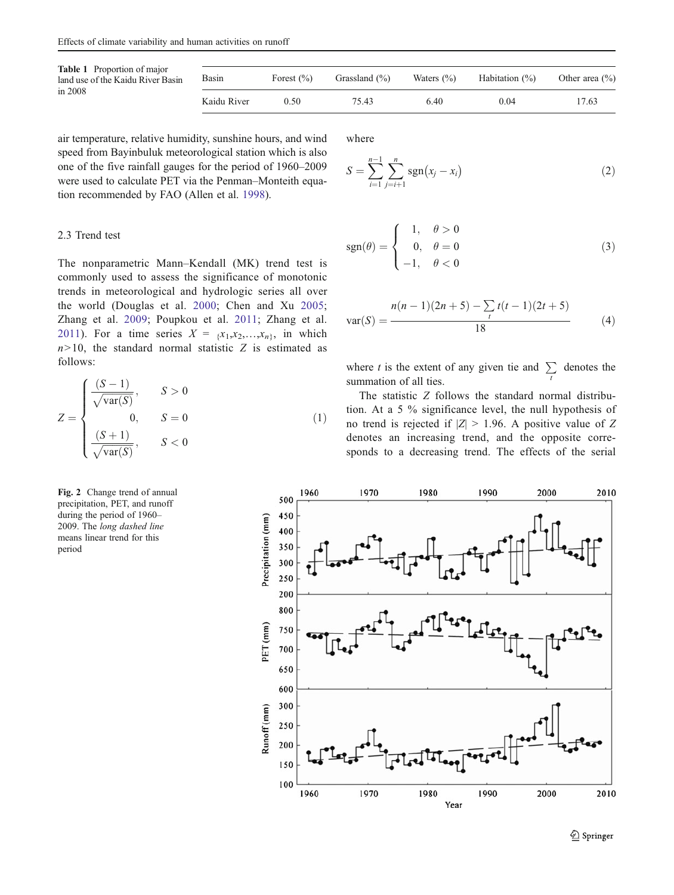**Table 1** Proportion of major land use of the Kaidu River Basin in 2008

| Basin | Forest (%) | Grassland (%) | Waters (%) | Habitation (%) | Other area (%) |
|---|---|---|---|---|---|
| Kaidu River | 0.50 | 75.43 | 6.40 | 0.04 | 17.63 |

air temperature, relative humidity, sunshine hours, and wind speed from Bayinbuluk meteorological station which is also one of the five rainfall gauges for the period of 1960–2009 were used to calculate PET via the Penman–Monteith equation recommended by FAO (Allen et al. 1998).

### 2.3 Trend test

The nonparametric Mann–Kendall (MK) trend test is commonly used to assess the significance of monotonic trends in meteorological and hydrologic series all over the world (Douglas et al. 2000; Chen and Xu 2005; Zhang et al. 2009; Poupkou et al. 2011; Zhang et al. 2011). For a time series $X = \{x_1, x_2, \ldots, x_n\}$, in which $n > 10$, the standard normal statistic $Z$ is estimated as follows:

$$Z = \begin{cases} \dfrac{(S-1)}{\sqrt{\mathrm{var}(S)}}, & S > 0 \\ 0, & S = 0 \\ \dfrac{(S+1)}{\sqrt{\mathrm{var}(S)}}, & S < 0 \end{cases} \tag{1}$$

where

$$S = \sum_{i=1}^{n-1} \sum_{j=i+1}^{n} \mathrm{sgn}(x_j - x_i) \tag{2}$$

$$\mathrm{sgn}(\theta) = \begin{cases} 1, & \theta > 0 \\ 0, & \theta = 0 \\ -1, & \theta < 0 \end{cases} \tag{3}$$

$$\mathrm{var}(S) = \frac{n(n-1)(2n+5) - \sum_t t(t-1)(2t+5)}{18} \tag{4}$$

where $t$ is the extent of any given tie and $\sum_t$ denotes the summation of all ties.

The statistic $Z$ follows the standard normal distribution. At a 5 % significance level, the null hypothesis of no trend is rejected if $|Z| > 1.96$. A positive value of $Z$ denotes an increasing trend, and the opposite corresponds to a decreasing trend. The effects of the serial

**Fig. 2** Change trend of annual precipitation, PET, and runoff during the period of 1960–2009. The *long dashed line* means linear trend for this period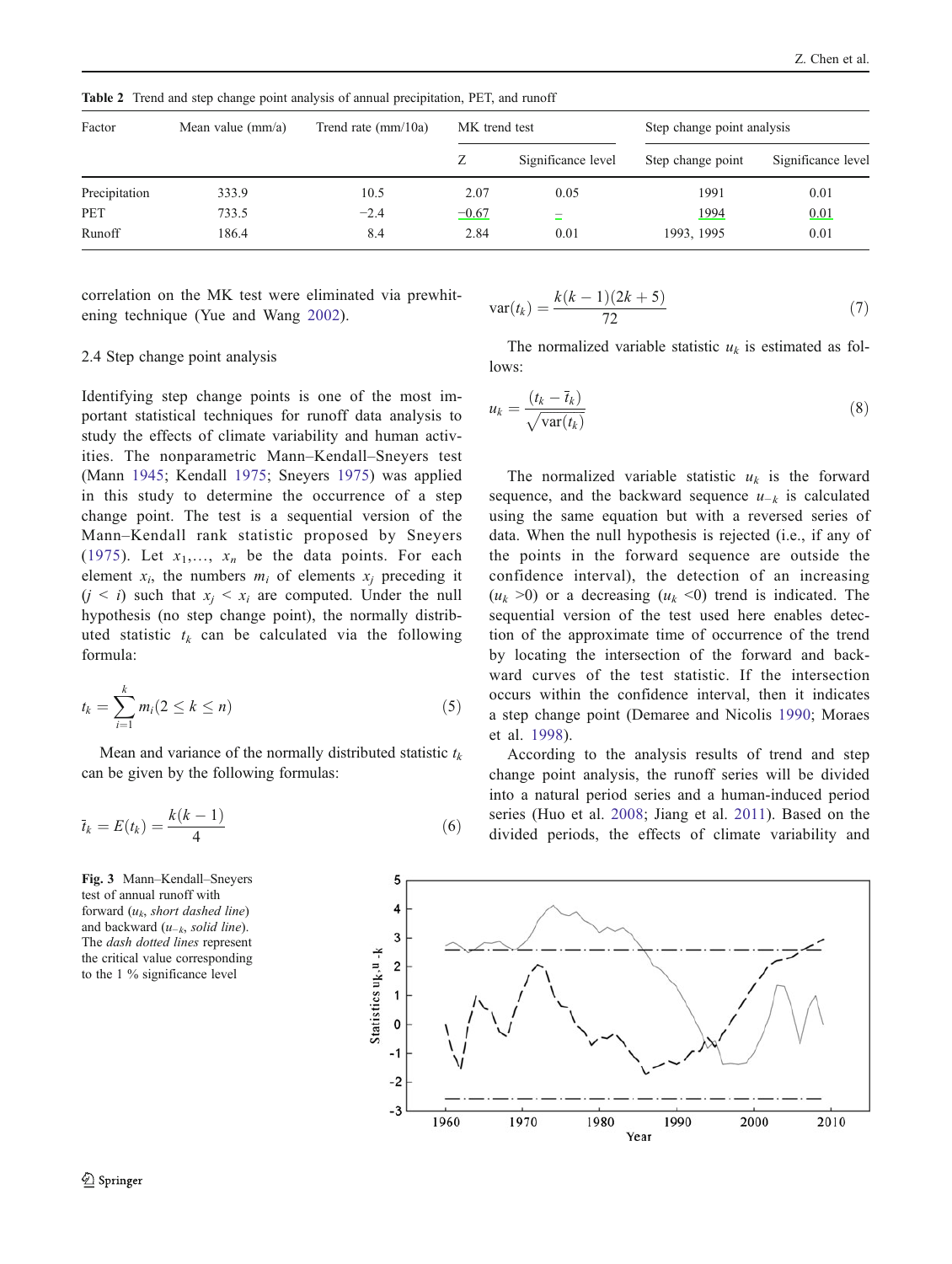Table 2 Trend and step change point analysis of annual precipitation, PET, and runoff

| Factor | Mean value (mm/a) | Trend rate (mm/10a) | MK trend test | | Step change point analysis | |
|---|---|---|---|---|---|---|
| | | | Z | Significance level | Step change point | Significance level |
| Precipitation | 333.9 | 10.5 | 2.07 | 0.05 | 1991 | 0.01 |
| PET | 733.5 | −2.4 | −0.67 | – | 1994 | 0.01 |
| Runoff | 186.4 | 8.4 | 2.84 | 0.01 | 1993, 1995 | 0.01 |

correlation on the MK test were eliminated via prewhitening technique (Yue and Wang 2002).

### 2.4 Step change point analysis

Identifying step change points is one of the most important statistical techniques for runoff data analysis to study the effects of climate variability and human activities. The nonparametric Mann–Kendall–Sneyers test (Mann 1945; Kendall 1975; Sneyers 1975) was applied in this study to determine the occurrence of a step change point. The test is a sequential version of the Mann–Kendall rank statistic proposed by Sneyers (1975). Let $x_1, \ldots, x_n$ be the data points. For each element $x_i$, the numbers $m_i$ of elements $x_j$ preceding it ($j < i$) such that $x_j < x_i$ are computed. Under the null hypothesis (no step change point), the normally distributed statistic $t_k$ can be calculated via the following formula:

$$t_k = \sum_{i=1}^{k} m_i (2 \leq k \leq n) \tag{5}$$

Mean and variance of the normally distributed statistic $t_k$ can be given by the following formulas:

$$\bar{t}_k = E(t_k) = \frac{k(k-1)}{4} \tag{6}$$

$$\text{var}(t_k) = \frac{k(k-1)(2k+5)}{72} \tag{7}$$

The normalized variable statistic $u_k$ is estimated as follows:

$$u_k = \frac{(t_k - \bar{t}_k)}{\sqrt{\text{var}(t_k)}} \tag{8}$$

The normalized variable statistic $u_k$ is the forward sequence, and the backward sequence $u_{-k}$ is calculated using the same equation but with a reversed series of data. When the null hypothesis is rejected (i.e., if any of the points in the forward sequence are outside the confidence interval), the detection of an increasing ($u_k > 0$) or a decreasing ($u_k < 0$) trend is indicated. The sequential version of the test used here enables detection of the approximate time of occurrence of the trend by locating the intersection of the forward and backward curves of the test statistic. If the intersection occurs within the confidence interval, then it indicates a step change point (Demaree and Nicolis 1990; Moraes et al. 1998).

According to the analysis results of trend and step change point analysis, the runoff series will be divided into a natural period series and a human-induced period series (Huo et al. 2008; Jiang et al. 2011). Based on the divided periods, the effects of climate variability and

Fig. 3 Mann–Kendall–Sneyers test of annual runoff with forward ($u_k$, *short dashed line*) and backward ($u_{-k}$, *solid line*). The *dash dotted lines* represent the critical value corresponding to the 1 % significance level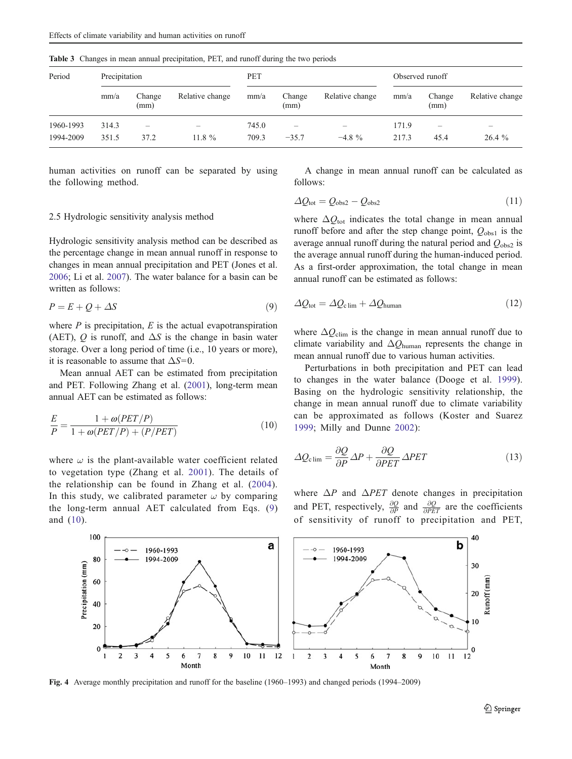Table 3 Changes in mean annual precipitation, PET, and runoff during the two periods

| Period | Precipitation | | | PET | | | Observed runoff | | |
|---|---|---|---|---|---|---|---|---|---|
| | mm/a | Change (mm) | Relative change | mm/a | Change (mm) | Relative change | mm/a | Change (mm) | Relative change |
| 1960-1993 | 314.3 | – | – | 745.0 | – | – | 171.9 | – | – |
| 1994-2009 | 351.5 | 37.2 | 11.8 % | 709.3 | −35.7 | −4.8 % | 217.3 | 45.4 | 26.4 % |

human activities on runoff can be separated by using the following method.

### 2.5 Hydrologic sensitivity analysis method

Hydrologic sensitivity analysis method can be described as the percentage change in mean annual runoff in response to changes in mean annual precipitation and PET (Jones et al. 2006; Li et al. 2007). The water balance for a basin can be written as follows:

$$P = E + Q + \Delta S \tag{9}$$

where $P$ is precipitation, $E$ is the actual evapotranspiration (AET), $Q$ is runoff, and $\Delta S$ is the change in basin water storage. Over a long period of time (i.e., 10 years or more), it is reasonable to assume that $\Delta S$=0.

Mean annual AET can be estimated from precipitation and PET. Following Zhang et al. (2001), long-term mean annual AET can be estimated as follows:

$$\frac{E}{P} = \frac{1 + \omega(PET/P)}{1 + \omega(PET/P) + (P/PET)} \tag{10}$$

where $\omega$ is the plant-available water coefficient related to vegetation type (Zhang et al. 2001). The details of the relationship can be found in Zhang et al. (2004). In this study, we calibrated parameter $\omega$ by comparing the long-term annual AET calculated from Eqs. (9) and (10).

A change in mean annual runoff can be calculated as follows:

$$\Delta Q_{\text{tot}} = Q_{\text{obs2}} - Q_{\text{obs2}} \tag{11}$$

where $\Delta Q_{\text{tot}}$ indicates the total change in mean annual runoff before and after the step change point, $Q_{\text{obs1}}$ is the average annual runoff during the natural period and $Q_{\text{obs2}}$ is the average annual runoff during the human-induced period. As a first-order approximation, the total change in mean annual runoff can be estimated as follows:

$$\Delta Q_{\text{tot}} = \Delta Q_{\text{clim}} + \Delta Q_{\text{human}} \tag{12}$$

where $\Delta Q_{\text{clim}}$ is the change in mean annual runoff due to climate variability and $\Delta Q_{\text{human}}$ represents the change in mean annual runoff due to various human activities.

Perturbations in both precipitation and PET can lead to changes in the water balance (Dooge et al. 1999). Basing on the hydrologic sensitivity relationship, the change in mean annual runoff due to climate variability can be approximated as follows (Koster and Suarez 1999; Milly and Dunne 2002):

$$\Delta Q_{\text{clim}} = \frac{\partial Q}{\partial P}\Delta P + \frac{\partial Q}{\partial PET}\Delta PET \tag{13}$$

where $\Delta P$ and $\Delta PET$ denote changes in precipitation and PET, respectively, $\frac{\partial Q}{\partial P}$ and $\frac{\partial Q}{\partial PET}$ are the coefficients of sensitivity of runoff to precipitation and PET,

Fig. 4 Average monthly precipitation and runoff for the baseline (1960–1993) and changed periods (1994–2009)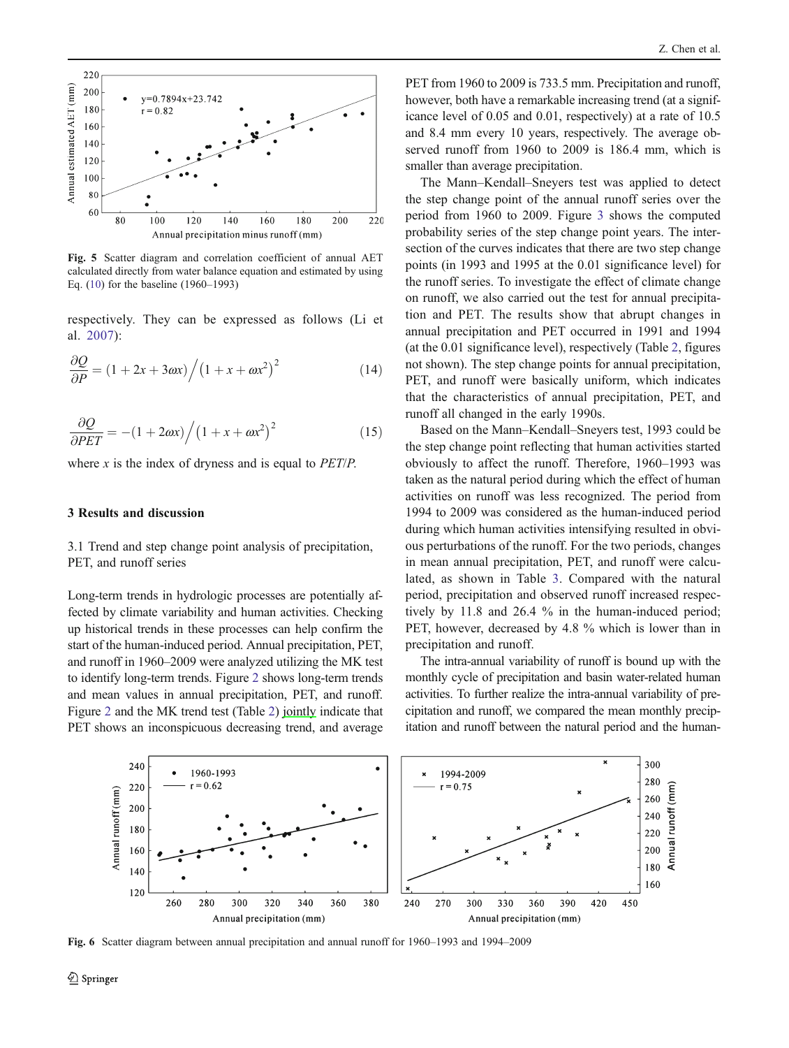Fig. 5 Scatter diagram and correlation coefficient of annual AET calculated directly from water balance equation and estimated by using Eq. (10) for the baseline (1960–1993)

respectively. They can be expressed as follows (Li et al. 2007):

$$\frac{\partial Q}{\partial P} = (1 + 2x + 3\omega x)\Big/\left(1 + x + \omega x^2\right)^2 \tag{14}$$

$$\frac{\partial Q}{\partial PET} = -(1 + 2\omega x)\Big/\left(1 + x + \omega x^2\right)^2 \tag{15}$$

where $x$ is the index of dryness and is equal to *PET*/*P*.

## 3 Results and discussion

### 3.1 Trend and step change point analysis of precipitation, PET, and runoff series

Long-term trends in hydrologic processes are potentially affected by climate variability and human activities. Checking up historical trends in these processes can help confirm the start of the human-induced period. Annual precipitation, PET, and runoff in 1960–2009 were analyzed utilizing the MK test to identify long-term trends. Figure 2 shows long-term trends and mean values in annual precipitation, PET, and runoff. Figure 2 and the MK trend test (Table 2) jointly indicate that PET shows an inconspicuous decreasing trend, and average PET from 1960 to 2009 is 733.5 mm. Precipitation and runoff, however, both have a remarkable increasing trend (at a significance level of 0.05 and 0.01, respectively) at a rate of 10.5 and 8.4 mm every 10 years, respectively. The average observed runoff from 1960 to 2009 is 186.4 mm, which is smaller than average precipitation.

The Mann–Kendall–Sneyers test was applied to detect the step change point of the annual runoff series over the period from 1960 to 2009. Figure 3 shows the computed probability series of the step change point years. The intersection of the curves indicates that there are two step change points (in 1993 and 1995 at the 0.01 significance level) for the runoff series. To investigate the effect of climate change on runoff, we also carried out the test for annual precipitation and PET. The results show that abrupt changes in annual precipitation and PET occurred in 1991 and 1994 (at the 0.01 significance level), respectively (Table 2, figures not shown). The step change points for annual precipitation, PET, and runoff were basically uniform, which indicates that the characteristics of annual precipitation, PET, and runoff all changed in the early 1990s.

Based on the Mann–Kendall–Sneyers test, 1993 could be the step change point reflecting that human activities started obviously to affect the runoff. Therefore, 1960–1993 was taken as the natural period during which the effect of human activities on runoff was less recognized. The period from 1994 to 2009 was considered as the human-induced period during which human activities intensifying resulted in obvious perturbations of the runoff. For the two periods, changes in mean annual precipitation, PET, and runoff were calculated, as shown in Table 3. Compared with the natural period, precipitation and observed runoff increased respectively by 11.8 and 26.4 % in the human-induced period; PET, however, decreased by 4.8 % which is lower than in precipitation and runoff.

The intra-annual variability of runoff is bound up with the monthly cycle of precipitation and basin water-related human activities. To further realize the intra-annual variability of precipitation and runoff, we compared the mean monthly precipitation and runoff between the natural period and the human-

Fig. 6 Scatter diagram between annual precipitation and annual runoff for 1960–1993 and 1994–2009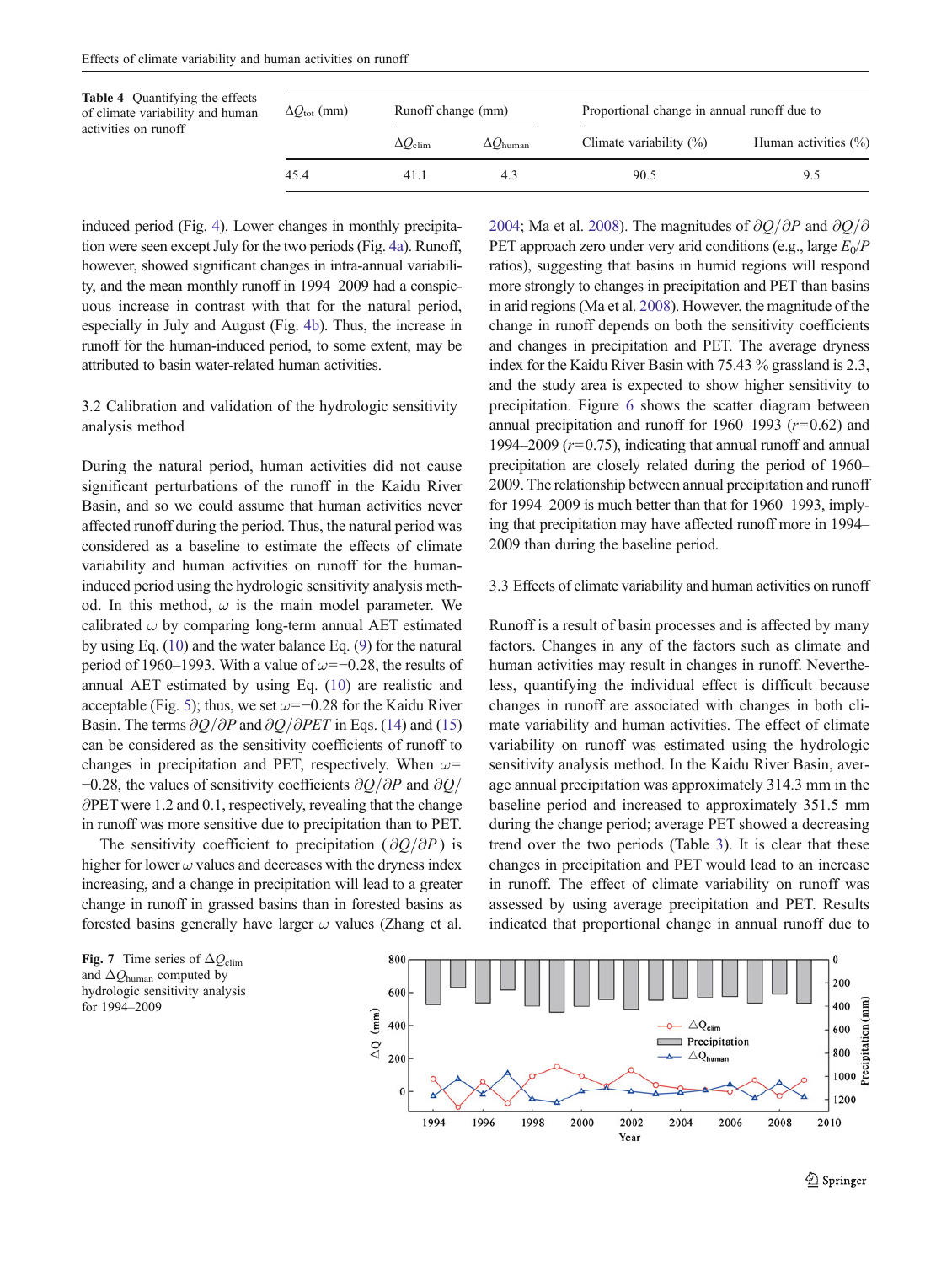**Table 4** Quantifying the effects of climate variability and human activities on runoff

| $\Delta Q_{tot}$ (mm) | Runoff change (mm) | | Proportional change in annual runoff due to | |
|---|---|---|---|---|
| | $\Delta Q_{clim}$ | $\Delta Q_{human}$ | Climate variability (%) | Human activities (%) |
| 45.4 | 41.1 | 4.3 | 90.5 | 9.5 |

induced period (Fig. 4). Lower changes in monthly precipitation were seen except July for the two periods (Fig. 4a). Runoff, however, showed significant changes in intra-annual variability, and the mean monthly runoff in 1994–2009 had a conspicuous increase in contrast with that for the natural period, especially in July and August (Fig. 4b). Thus, the increase in runoff for the human-induced period, to some extent, may be attributed to basin water-related human activities.

### 3.2 Calibration and validation of the hydrologic sensitivity analysis method

During the natural period, human activities did not cause significant perturbations of the runoff in the Kaidu River Basin, and so we could assume that human activities never affected runoff during the period. Thus, the natural period was considered as a baseline to estimate the effects of climate variability and human activities on runoff for the human-induced period using the hydrologic sensitivity analysis method. In this method, $\omega$ is the main model parameter. We calibrated $\omega$ by comparing long-term annual AET estimated by using Eq. (10) and the water balance Eq. (9) for the natural period of 1960–1993. With a value of $\omega$=−0.28, the results of annual AET estimated by using Eq. (10) are realistic and acceptable (Fig. 5); thus, we set $\omega$=−0.28 for the Kaidu River Basin. The terms $\partial Q/\partial P$ and $\partial Q/\partial PET$ in Eqs. (14) and (15) can be considered as the sensitivity coefficients of runoff to changes in precipitation and PET, respectively. When $\omega$= −0.28, the values of sensitivity coefficients $\partial Q/\partial P$ and $\partial Q/\partial$PET were 1.2 and 0.1, respectively, revealing that the change in runoff was more sensitive due to precipitation than to PET.

The sensitivity coefficient to precipitation ($\partial Q/\partial P$) is higher for lower $\omega$ values and decreases with the dryness index increasing, and a change in precipitation will lead to a greater change in runoff in grassed basins than in forested basins as forested basins generally have larger $\omega$ values (Zhang et al. 2004; Ma et al. 2008). The magnitudes of $\partial Q/\partial P$ and $\partial Q/\partial$PET approach zero under very arid conditions (e.g., large $E_0/P$ ratios), suggesting that basins in humid regions will respond more strongly to changes in precipitation and PET than basins in arid regions (Ma et al. 2008). However, the magnitude of the change in runoff depends on both the sensitivity coefficients and changes in precipitation and PET. The average dryness index for the Kaidu River Basin with 75.43 % grassland is 2.3, and the study area is expected to show higher sensitivity to precipitation. Figure 6 shows the scatter diagram between annual precipitation and runoff for 1960–1993 ($r$=0.62) and 1994–2009 ($r$=0.75), indicating that annual runoff and annual precipitation are closely related during the period of 1960–2009. The relationship between annual precipitation and runoff for 1994–2009 is much better than that for 1960–1993, implying that precipitation may have affected runoff more in 1994–2009 than during the baseline period.

### 3.3 Effects of climate variability and human activities on runoff

Runoff is a result of basin processes and is affected by many factors. Changes in any of the factors such as climate and human activities may result in changes in runoff. Nevertheless, quantifying the individual effect is difficult because changes in runoff are associated with changes in both climate variability and human activities. The effect of climate variability on runoff was estimated using the hydrologic sensitivity analysis method. In the Kaidu River Basin, average annual precipitation was approximately 314.3 mm in the baseline period and increased to approximately 351.5 mm during the change period; average PET showed a decreasing trend over the two periods (Table 3). It is clear that these changes in precipitation and PET would lead to an increase in runoff. The effect of climate variability on runoff was assessed by using average precipitation and PET. Results indicated that proportional change in annual runoff due to

**Fig. 7** Time series of $\Delta Q_{clim}$ and $\Delta Q_{human}$ computed by hydrologic sensitivity analysis for 1994–2009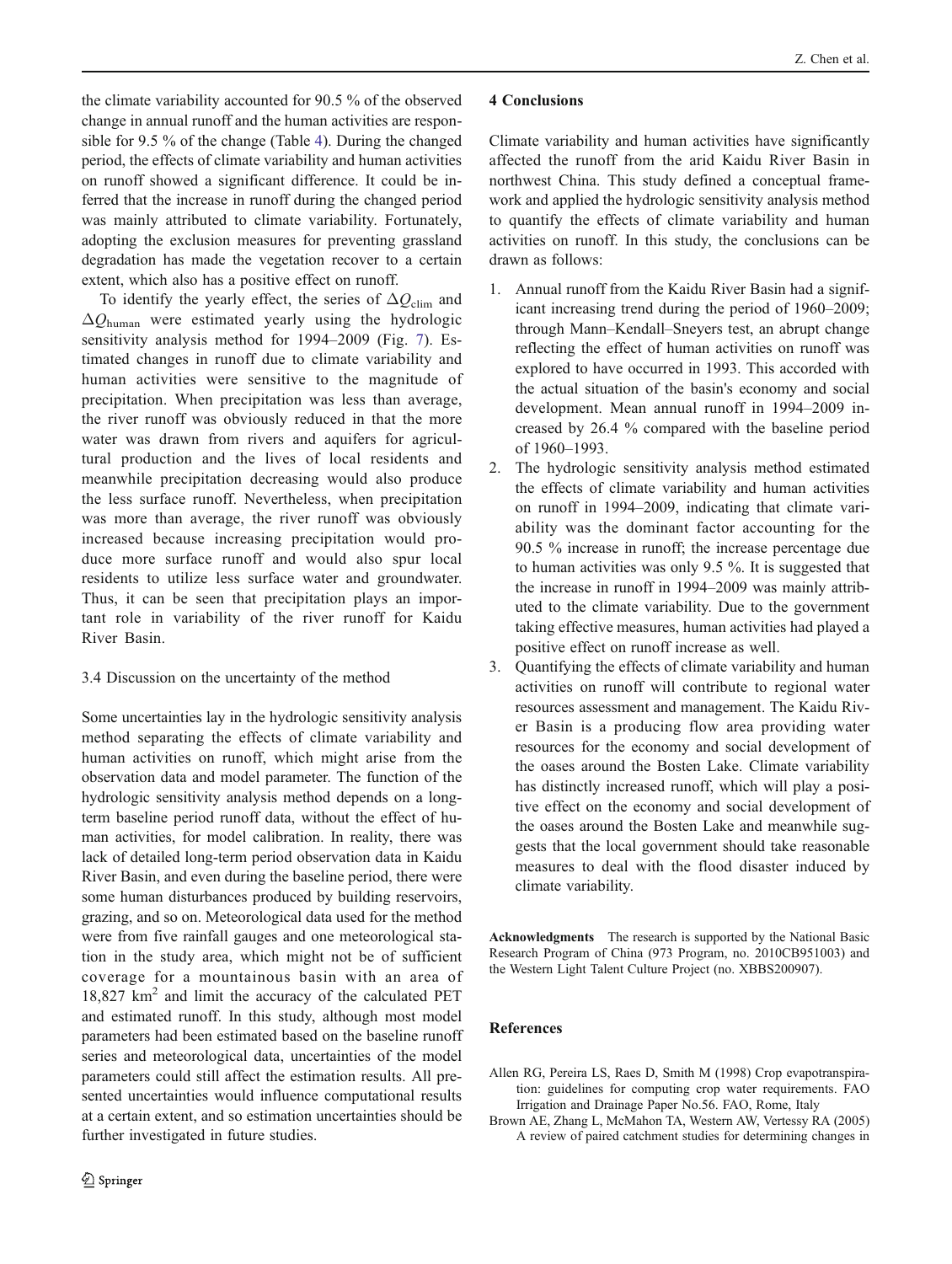the climate variability accounted for 90.5 % of the observed change in annual runoff and the human activities are responsible for 9.5 % of the change (Table 4). During the changed period, the effects of climate variability and human activities on runoff showed a significant difference. It could be inferred that the increase in runoff during the changed period was mainly attributed to climate variability. Fortunately, adopting the exclusion measures for preventing grassland degradation has made the vegetation recover to a certain extent, which also has a positive effect on runoff.

To identify the yearly effect, the series of $\Delta Q_{\text{clim}}$ and $\Delta Q_{\text{human}}$ were estimated yearly using the hydrologic sensitivity analysis method for 1994–2009 (Fig. 7). Estimated changes in runoff due to climate variability and human activities were sensitive to the magnitude of precipitation. When precipitation was less than average, the river runoff was obviously reduced in that the more water was drawn from rivers and aquifers for agricultural production and the lives of local residents and meanwhile precipitation decreasing would also produce the less surface runoff. Nevertheless, when precipitation was more than average, the river runoff was obviously increased because increasing precipitation would produce more surface runoff and would also spur local residents to utilize less surface water and groundwater. Thus, it can be seen that precipitation plays an important role in variability of the river runoff for Kaidu River Basin.

### 3.4 Discussion on the uncertainty of the method

Some uncertainties lay in the hydrologic sensitivity analysis method separating the effects of climate variability and human activities on runoff, which might arise from the observation data and model parameter. The function of the hydrologic sensitivity analysis method depends on a long-term baseline period runoff data, without the effect of human activities, for model calibration. In reality, there was lack of detailed long-term period observation data in Kaidu River Basin, and even during the baseline period, there were some human disturbances produced by building reservoirs, grazing, and so on. Meteorological data used for the method were from five rainfall gauges and one meteorological station in the study area, which might not be of sufficient coverage for a mountainous basin with an area of 18,827 km$^2$ and limit the accuracy of the calculated PET and estimated runoff. In this study, although most model parameters had been estimated based on the baseline runoff series and meteorological data, uncertainties of the model parameters could still affect the estimation results. All presented uncertainties would influence computational results at a certain extent, and so estimation uncertainties should be further investigated in future studies.

## 4 Conclusions

Climate variability and human activities have significantly affected the runoff from the arid Kaidu River Basin in northwest China. This study defined a conceptual framework and applied the hydrologic sensitivity analysis method to quantify the effects of climate variability and human activities on runoff. In this study, the conclusions can be drawn as follows:

1. Annual runoff from the Kaidu River Basin had a significant increasing trend during the period of 1960–2009; through Mann–Kendall–Sneyers test, an abrupt change reflecting the effect of human activities on runoff was explored to have occurred in 1993. This accorded with the actual situation of the basin's economy and social development. Mean annual runoff in 1994–2009 increased by 26.4 % compared with the baseline period of 1960–1993.
2. The hydrologic sensitivity analysis method estimated the effects of climate variability and human activities on runoff in 1994–2009, indicating that climate variability was the dominant factor accounting for the 90.5 % increase in runoff; the increase percentage due to human activities was only 9.5 %. It is suggested that the increase in runoff in 1994–2009 was mainly attributed to the climate variability. Due to the government taking effective measures, human activities had played a positive effect on runoff increase as well.
3. Quantifying the effects of climate variability and human activities on runoff will contribute to regional water resources assessment and management. The Kaidu River Basin is a producing flow area providing water resources for the economy and social development of the oases around the Bosten Lake. Climate variability has distinctly increased runoff, which will play a positive effect on the economy and social development of the oases around the Bosten Lake and meanwhile suggests that the local government should take reasonable measures to deal with the flood disaster induced by climate variability.

**Acknowledgments** The research is supported by the National Basic Research Program of China (973 Program, no. 2010CB951003) and the Western Light Talent Culture Project (no. XBBS200907).

## References

Allen RG, Pereira LS, Raes D, Smith M (1998) Crop evapotranspiration: guidelines for computing crop water requirements. FAO Irrigation and Drainage Paper No.56. FAO, Rome, Italy

Brown AE, Zhang L, McMahon TA, Western AW, Vertessy RA (2005) A review of paired catchment studies for determining changes in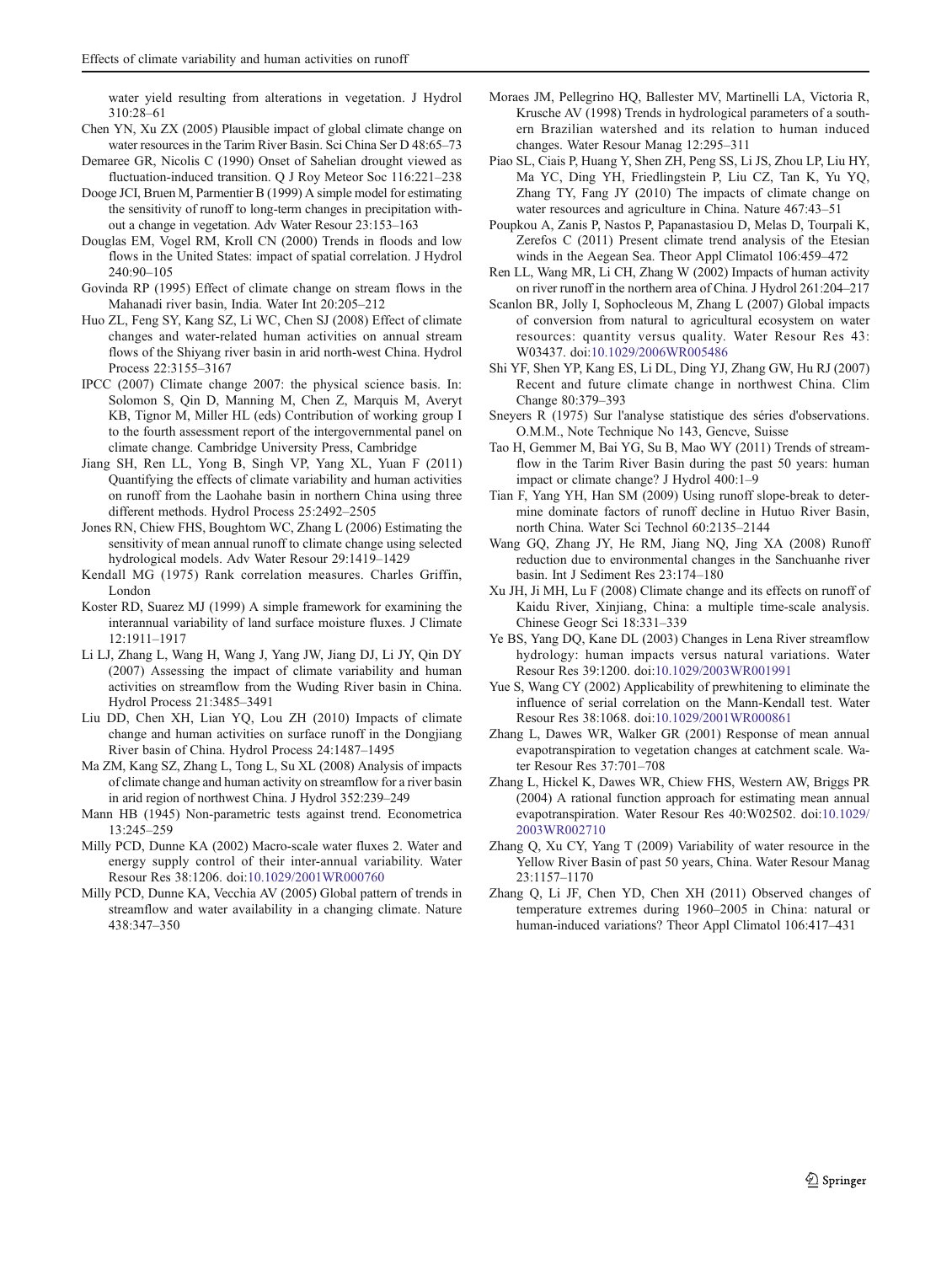water yield resulting from alterations in vegetation. J Hydrol 310:28–61

Chen YN, Xu ZX (2005) Plausible impact of global climate change on water resources in the Tarim River Basin. Sci China Ser D 48:65–73

Demaree GR, Nicolis C (1990) Onset of Sahelian drought viewed as fluctuation-induced transition. Q J Roy Meteor Soc 116:221–238

Dooge JCI, Bruen M, Parmentier B (1999) A simple model for estimating the sensitivity of runoff to long-term changes in precipitation without a change in vegetation. Adv Water Resour 23:153–163

Douglas EM, Vogel RM, Kroll CN (2000) Trends in floods and low flows in the United States: impact of spatial correlation. J Hydrol 240:90–105

Govinda RP (1995) Effect of climate change on stream flows in the Mahanadi river basin, India. Water Int 20:205–212

Huo ZL, Feng SY, Kang SZ, Li WC, Chen SJ (2008) Effect of climate changes and water-related human activities on annual stream flows of the Shiyang river basin in arid north-west China. Hydrol Process 22:3155–3167

IPCC (2007) Climate change 2007: the physical science basis. In: Solomon S, Qin D, Manning M, Chen Z, Marquis M, Averyt KB, Tignor M, Miller HL (eds) Contribution of working group I to the fourth assessment report of the intergovernmental panel on climate change. Cambridge University Press, Cambridge

Jiang SH, Ren LL, Yong B, Singh VP, Yang XL, Yuan F (2011) Quantifying the effects of climate variability and human activities on runoff from the Laohahe basin in northern China using three different methods. Hydrol Process 25:2492–2505

Jones RN, Chiew FHS, Boughtom WC, Zhang L (2006) Estimating the sensitivity of mean annual runoff to climate change using selected hydrological models. Adv Water Resour 29:1419–1429

Kendall MG (1975) Rank correlation measures. Charles Griffin, London

Koster RD, Suarez MJ (1999) A simple framework for examining the interannual variability of land surface moisture fluxes. J Climate 12:1911–1917

Li LJ, Zhang L, Wang H, Wang J, Yang JW, Jiang DJ, Li JY, Qin DY (2007) Assessing the impact of climate variability and human activities on streamflow from the Wuding River basin in China. Hydrol Process 21:3485–3491

Liu DD, Chen XH, Lian YQ, Lou ZH (2010) Impacts of climate change and human activities on surface runoff in the Dongjiang River basin of China. Hydrol Process 24:1487–1495

Ma ZM, Kang SZ, Zhang L, Tong L, Su XL (2008) Analysis of impacts of climate change and human activity on streamflow for a river basin in arid region of northwest China. J Hydrol 352:239–249

Mann HB (1945) Non-parametric tests against trend. Econometrica 13:245–259

Milly PCD, Dunne KA (2002) Macro-scale water fluxes 2. Water and energy supply control of their inter-annual variability. Water Resour Res 38:1206. doi:10.1029/2001WR000760

Milly PCD, Dunne KA, Vecchia AV (2005) Global pattern of trends in streamflow and water availability in a changing climate. Nature 438:347–350

Moraes JM, Pellegrino HQ, Ballester MV, Martinelli LA, Victoria R, Krusche AV (1998) Trends in hydrological parameters of a southern Brazilian watershed and its relation to human induced changes. Water Resour Manag 12:295–311

Piao SL, Ciais P, Huang Y, Shen ZH, Peng SS, Li JS, Zhou LP, Liu HY, Ma YC, Ding YH, Friedlingstein P, Liu CZ, Tan K, Yu YQ, Zhang TY, Fang JY (2010) The impacts of climate change on water resources and agriculture in China. Nature 467:43–51

Poupkou A, Zanis P, Nastos P, Papanastasiou D, Melas D, Tourpali K, Zerefos C (2011) Present climate trend analysis of the Etesian winds in the Aegean Sea. Theor Appl Climatol 106:459–472

Ren LL, Wang MR, Li CH, Zhang W (2002) Impacts of human activity on river runoff in the northern area of China. J Hydrol 261:204–217

Scanlon BR, Jolly I, Sophocleous M, Zhang L (2007) Global impacts of conversion from natural to agricultural ecosystem on water resources: quantity versus quality. Water Resour Res 43: W03437. doi:10.1029/2006WR005486

Shi YF, Shen YP, Kang ES, Li DL, Ding YJ, Zhang GW, Hu RJ (2007) Recent and future climate change in northwest China. Clim Change 80:379–393

Sneyers R (1975) Sur l'analyse statistique des séries d'observations. O.M.M., Note Technique No 143, Gencve, Suisse

Tao H, Gemmer M, Bai YG, Su B, Mao WY (2011) Trends of streamflow in the Tarim River Basin during the past 50 years: human impact or climate change? J Hydrol 400:1–9

Tian F, Yang YH, Han SM (2009) Using runoff slope-break to determine dominate factors of runoff decline in Hutuo River Basin, north China. Water Sci Technol 60:2135–2144

Wang GQ, Zhang JY, He RM, Jiang NQ, Jing XA (2008) Runoff reduction due to environmental changes in the Sanchuanhe river basin. Int J Sediment Res 23:174–180

Xu JH, Ji MH, Lu F (2008) Climate change and its effects on runoff of Kaidu River, Xinjiang, China: a multiple time-scale analysis. Chinese Geogr Sci 18:331–339

Ye BS, Yang DQ, Kane DL (2003) Changes in Lena River streamflow hydrology: human impacts versus natural variations. Water Resour Res 39:1200. doi:10.1029/2003WR001991

Yue S, Wang CY (2002) Applicability of prewhitening to eliminate the influence of serial correlation on the Mann-Kendall test. Water Resour Res 38:1068. doi:10.1029/2001WR000861

Zhang L, Dawes WR, Walker GR (2001) Response of mean annual evapotranspiration to vegetation changes at catchment scale. Water Resour Res 37:701–708

Zhang L, Hickel K, Dawes WR, Chiew FHS, Western AW, Briggs PR (2004) A rational function approach for estimating mean annual evapotranspiration. Water Resour Res 40:W02502. doi:10.1029/2003WR002710

Zhang Q, Xu CY, Yang T (2009) Variability of water resource in the Yellow River Basin of past 50 years, China. Water Resour Manag 23:1157–1170

Zhang Q, Li JF, Chen YD, Chen XH (2011) Observed changes of temperature extremes during 1960–2005 in China: natural or human-induced variations? Theor Appl Climatol 106:417–431